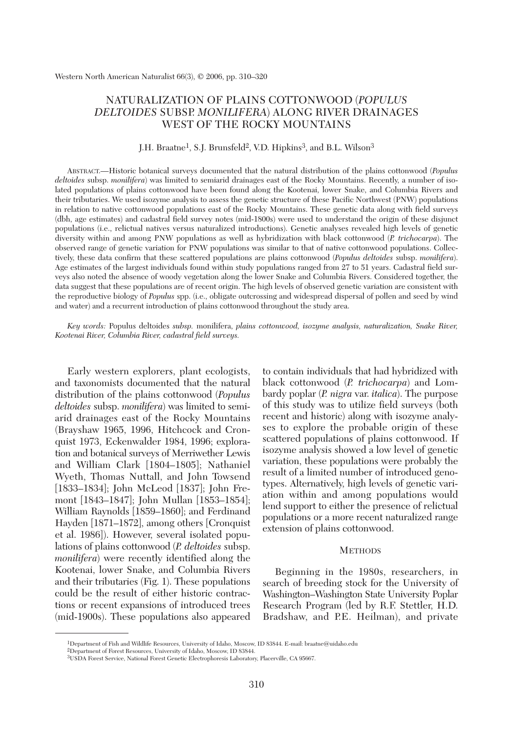# NATURALIZATION OF PLAINS COTTONWOOD (*POPULUS DELTOIDES* SUBSP. *MONILIFERA*) ALONG RIVER DRAINAGES WEST OF THE ROCKY MOUNTAINS

J.H. Braatne[1], S.J. Brunsfeld[2], V.D. Hipkins[3], and B.L. Wilson[3]

ABSTRACT.—Historic botanical surveys documented that the natural distribution of the plains cottonwood (*Populus deltoides* subsp. *monilifera*) was limited to semiarid drainages east of the Rocky Mountains. Recently, a number of isolated populations of plains cottonwood have been found along the Kootenai, lower Snake, and Columbia Rivers and their tributaries. We used isozyme analysis to assess the genetic structure of these Pacific Northwest (PNW) populations in relation to native cottonwood populations east of the Rocky Mountains. These genetic data along with field surveys (dbh, age estimates) and cadastral field survey notes (mid-1800s) were used to understand the origin of these disjunct populations (i.e., relictual natives versus naturalized introductions). Genetic analyses revealed high levels of genetic diversity within and among PNW populations as well as hybridization with black cottonwood (*P. trichocarpa*). The observed range of genetic variation for PNW populations was similar to that of native cottonwood populations. Collectively, these data confirm that these scattered populations are plains cottonwood (*Populus deltoides* subsp. *monilifera*). Age estimates of the largest individuals found within study populations ranged from 27 to 51 years. Cadastral field surveys also noted the absence of woody vegetation along the lower Snake and Columbia Rivers. Considered together, the data suggest that these populations are of recent origin. The high levels of observed genetic variation are consistent with the reproductive biology of *Populus* spp. (i.e., obligate outcrossing and widespread dispersal of pollen and seed by wind and water) and a recurrent introduction of plains cottonwood throughout the study area.

*Key words:* Populus deltoides *subsp.* monilifera, *plains cottonwood, isozyme analysis, naturalization, Snake River, Kootenai River, Columbia River, cadastral field surveys.*

Early western explorers, plant ecologists, and taxonomists documented that the natural distribution of the plains cottonwood (*Populus deltoides* subsp. *monilifera*) was limited to semiarid drainages east of the Rocky Mountains (Brayshaw 1965, 1996, Hitchcock and Cronquist 1973, Eckenwalder 1984, 1996; exploration and botanical surveys of Merriwether Lewis and William Clark [1804–1805]; Nathaniel Wyeth, Thomas Nuttall, and John Towsend [1833–1834]; John McLeod [1837]; John Fremont [1843–1847]; John Mullan [1853–1854]; William Raynolds [1859–1860]; and Ferdinand Hayden [1871–1872], among others [Cronquist et al. 1986]). However, several isolated populations of plains cottonwood (*P. deltoides* subsp. *monilifera*) were recently identified along the Kootenai, lower Snake, and Columbia Rivers and their tributaries (Fig. 1). These populations could be the result of either historic contractions or recent expansions of introduced trees (mid-1900s). These populations also appeared to contain individuals that had hybridized with black cottonwood (*P. trichocarpa*) and Lombardy poplar (*P. nigra* var. *italica*). The purpose of this study was to utilize field surveys (both recent and historic) along with isozyme analyses to explore the probable origin of these scattered populations of plains cottonwood. If isozyme analysis showed a low level of genetic variation, these populations were probably the result of a limited number of introduced genotypes. Alternatively, high levels of genetic variation within and among populations would lend support to either the presence of relictual populations or a more recent naturalized range extension of plains cottonwood.

## METHODS

Beginning in the 1980s, researchers, in search of breeding stock for the University of Washington–Washington State University Poplar Research Program (led by R.F. Stettler, H.D. Bradshaw, and P.E. Heilman), and private

[1]Department of Fish and Wildlife Resources, University of Idaho, Moscow, ID 83844. E-mail: braatne@uidaho.edu
[2]Department of Forest Resources, University of Idaho, Moscow, ID 83844.
[3]USDA Forest Service, National Forest Genetic Electrophoresis Laboratory, Placerville, CA 95667.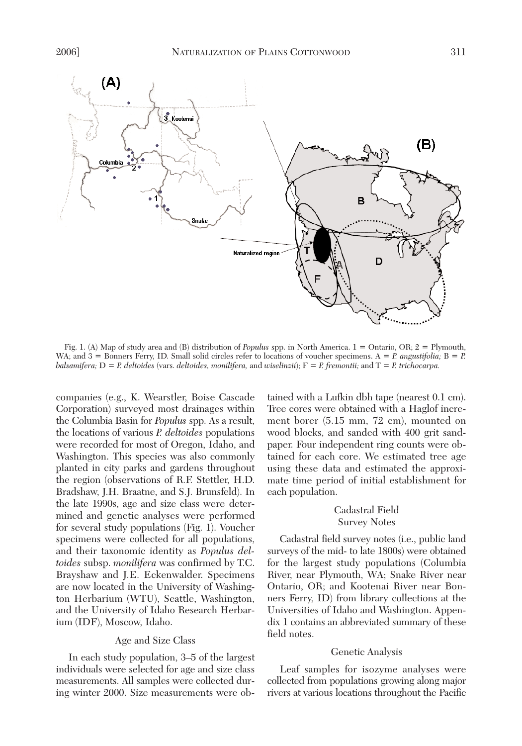Fig. 1. (A) Map of study area and (B) distribution of *Populus* spp. in North America. 1 = Ontario, OR; 2 = Plymouth, WA; and 3 = Bonners Ferry, ID. Small solid circles refer to locations of voucher specimens. A = *P. angustifolia;* B = *P. balsamifera;* D = *P. deltoides* (vars. *deltoides, monilifera,* and *wiselinzii*); F = *P. fremontii;* and T = *P. trichocarpa.*

companies (e.g., K. Wearstler, Boise Cascade Corporation) surveyed most drainages within the Columbia Basin for *Populus* spp. As a result, the locations of various *P. deltoides* populations were recorded for most of Oregon, Idaho, and Washington. This species was also commonly planted in city parks and gardens throughout the region (observations of R.F. Stettler, H.D. Bradshaw, J.H. Braatne, and S.J. Brunsfeld). In the late 1990s, age and size class were determined and genetic analyses were performed for several study populations (Fig. 1). Voucher specimens were collected for all populations, and their taxonomic identity as *Populus deltoides* subsp. *monilifera* was confirmed by T.C. Brayshaw and J.E. Eckenwalder. Specimens are now located in the University of Washington Herbarium (WTU), Seattle, Washington, and the University of Idaho Research Herbarium (IDF), Moscow, Idaho.

### Age and Size Class

In each study population, 3–5 of the largest individuals were selected for age and size class measurements. All samples were collected during winter 2000. Size measurements were obtained with a Lufkin dbh tape (nearest 0.1 cm). Tree cores were obtained with a Haglof increment borer (5.15 mm, 72 cm), mounted on wood blocks, and sanded with 400 grit sandpaper. Four independent ring counts were obtained for each core. We estimated tree age using these data and estimated the approximate time period of initial establishment for each population.

### Cadastral Field Survey Notes

Cadastral field survey notes (i.e., public land surveys of the mid- to late 1800s) were obtained for the largest study populations (Columbia River, near Plymouth, WA; Snake River near Ontario, OR; and Kootenai River near Bonners Ferry, ID) from library collections at the Universities of Idaho and Washington. Appendix 1 contains an abbreviated summary of these field notes.

### Genetic Analysis

Leaf samples for isozyme analyses were collected from populations growing along major rivers at various locations throughout the Pacific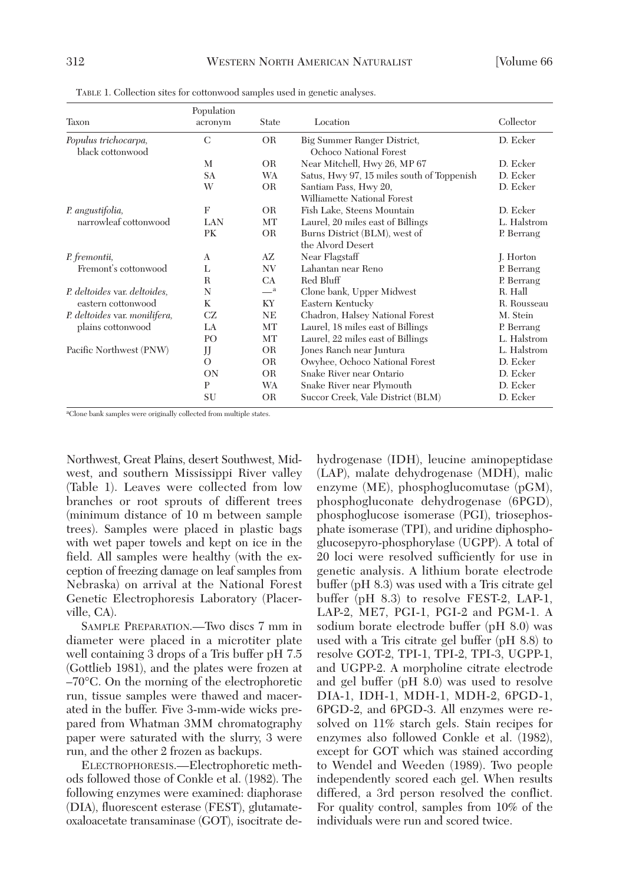TABLE 1. Collection sites for cottonwood samples used in genetic analyses.

| Taxon | Population acronym | State | Location | Collector |
|---|---|---|---|---|
| *Populus trichocarpa*, black cottonwood | C | OR | Big Summer Ranger District, Ochoco National Forest | D. Ecker |
| | M | OR | Near Mitchell, Hwy 26, MP 67 | D. Ecker |
| | SA | WA | Satus, Hwy 97, 15 miles south of Toppenish | D. Ecker |
| | W | OR | Santiam Pass, Hwy 20, Williamette National Forest | D. Ecker |
| *P. angustifolia*, narrowleaf cottonwood | F | OR | Fish Lake, Steens Mountain | D. Ecker |
| | LAN | MT | Laurel, 20 miles east of Billings | L. Halstrom |
| | PK | OR | Burns District (BLM), west of the Alvord Desert | P. Berrang |
| *P. fremontii*, Fremont's cottonwood | A | AZ | Near Flagstaff | J. Horton |
| | L | NV | Lahantan near Reno | P. Berrang |
| | R | CA | Red Bluff | P. Berrang |
| *P. deltoides* var. *deltoides*, eastern cottonwood | N | —[a] | Clone bank, Upper Midwest | R. Hall |
| | K | KY | Eastern Kentucky | R. Rousseau |
| *P. deltoides* var. *monilifera*, plains cottonwood | CZ | NE | Chadron, Halsey National Forest | M. Stein |
| | LA | MT | Laurel, 18 miles east of Billings | P. Berrang |
| | PO | MT | Laurel, 22 miles east of Billings | L. Halstrom |
| Pacific Northwest (PNW) | JJ | OR | Jones Ranch near Juntura | L. Halstrom |
| | O | OR | Owyhee, Ochoco National Forest | D. Ecker |
| | ON | OR | Snake River near Ontario | D. Ecker |
| | P | WA | Snake River near Plymouth | D. Ecker |
| | SU | OR | Succor Creek, Vale District (BLM) | D. Ecker |

[a]Clone bank samples were originally collected from multiple states.

Northwest, Great Plains, desert Southwest, Midwest, and southern Mississippi River valley (Table 1). Leaves were collected from low branches or root sprouts of different trees (minimum distance of 10 m between sample trees). Samples were placed in plastic bags with wet paper towels and kept on ice in the field. All samples were healthy (with the exception of freezing damage on leaf samples from Nebraska) on arrival at the National Forest Genetic Electrophoresis Laboratory (Placerville, CA).

SAMPLE PREPARATION.—Two discs 7 mm in diameter were placed in a microtiter plate well containing 3 drops of a Tris buffer pH 7.5 (Gottlieb 1981), and the plates were frozen at –70°C. On the morning of the electrophoretic run, tissue samples were thawed and macerated in the buffer. Five 3-mm-wide wicks prepared from Whatman 3MM chromatography paper were saturated with the slurry, 3 were run, and the other 2 frozen as backups.

ELECTROPHORESIS.—Electrophoretic methods followed those of Conkle et al. (1982). The following enzymes were examined: diaphorase (DIA), fluorescent esterase (FEST), glutamate-oxaloacetate transaminase (GOT), isocitrate dehydrogenase (IDH), leucine aminopeptidase (LAP), malate dehydrogenase (MDH), malic enzyme (ME), phosphoglucomutase (pGM), phosphogluconate dehydrogenase (6PGD), phosphoglucose isomerase (PGI), triosephosphate isomerase (TPI), and uridine diphosphoglucosepyro-phosphorylase (UGPP). A total of 20 loci were resolved sufficiently for use in genetic analysis. A lithium borate electrode buffer (pH 8.3) was used with a Tris citrate gel buffer (pH 8.3) to resolve FEST-2, LAP-1, LAP-2, ME7, PGI-1, PGI-2 and PGM-1. A sodium borate electrode buffer (pH 8.0) was used with a Tris citrate gel buffer (pH 8.8) to resolve GOT-2, TPI-1, TPI-2, TPI-3, UGPP-1, and UGPP-2. A morpholine citrate electrode and gel buffer (pH 8.0) was used to resolve DIA-1, IDH-1, MDH-1, MDH-2, 6PGD-1, 6PGD-2, and 6PGD-3. All enzymes were resolved on 11% starch gels. Stain recipes for enzymes also followed Conkle et al. (1982), except for GOT which was stained according to Wendel and Weeden (1989). Two people independently scored each gel. When results differed, a 3rd person resolved the conflict. For quality control, samples from 10% of the individuals were run and scored twice.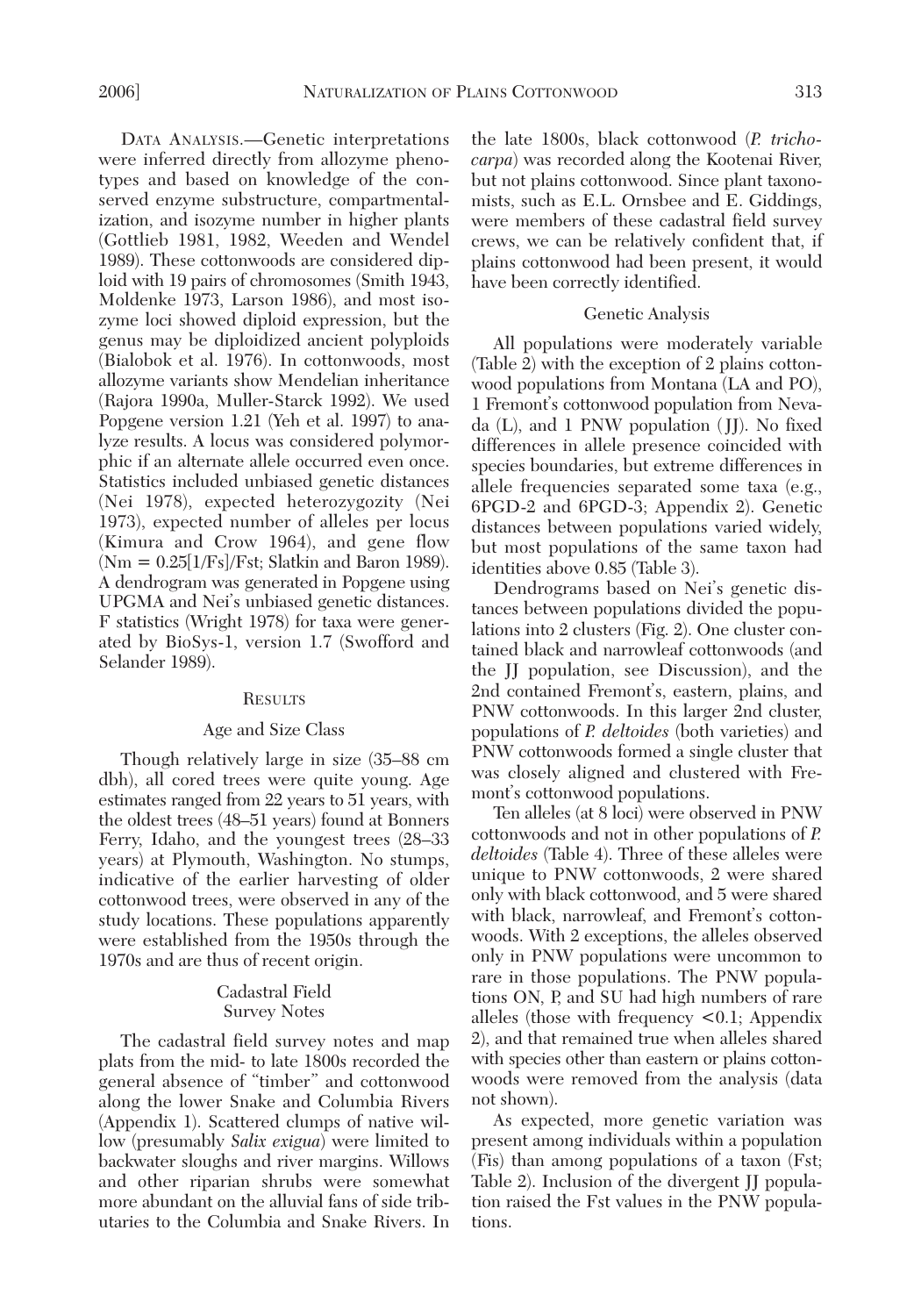DATA ANALYSIS.—Genetic interpretations were inferred directly from allozyme phenotypes and based on knowledge of the conserved enzyme substructure, compartmentalization, and isozyme number in higher plants (Gottlieb 1981, 1982, Weeden and Wendel 1989). These cottonwoods are considered diploid with 19 pairs of chromosomes (Smith 1943, Moldenke 1973, Larson 1986), and most isozyme loci showed diploid expression, but the genus may be diploidized ancient polyploids (Bialobok et al. 1976). In cottonwoods, most allozyme variants show Mendelian inheritance (Rajora 1990a, Muller-Starck 1992). We used Popgene version 1.21 (Yeh et al. 1997) to analyze results. A locus was considered polymorphic if an alternate allele occurred even once. Statistics included unbiased genetic distances (Nei 1978), expected heterozygozity (Nei 1973), expected number of alleles per locus (Kimura and Crow 1964), and gene flow ($Nm = 0.25[1/Fs]/Fst$; Slatkin and Baron 1989). A dendrogram was generated in Popgene using UPGMA and Nei's unbiased genetic distances. F statistics (Wright 1978) for taxa were generated by BioSys-1, version 1.7 (Swofford and Selander 1989).

## RESULTS

### Age and Size Class

Though relatively large in size (35–88 cm dbh), all cored trees were quite young. Age estimates ranged from 22 years to 51 years, with the oldest trees (48–51 years) found at Bonners Ferry, Idaho, and the youngest trees (28–33 years) at Plymouth, Washington. No stumps, indicative of the earlier harvesting of older cottonwood trees, were observed in any of the study locations. These populations apparently were established from the 1950s through the 1970s and are thus of recent origin.

### Cadastral Field Survey Notes

The cadastral field survey notes and map plats from the mid- to late 1800s recorded the general absence of "timber" and cottonwood along the lower Snake and Columbia Rivers (Appendix 1). Scattered clumps of native willow (presumably *Salix exigua*) were limited to backwater sloughs and river margins. Willows and other riparian shrubs were somewhat more abundant on the alluvial fans of side tributaries to the Columbia and Snake Rivers. In the late 1800s, black cottonwood (*P. trichocarpa*) was recorded along the Kootenai River, but not plains cottonwood. Since plant taxonomists, such as E.L. Ornsbee and E. Giddings, were members of these cadastral field survey crews, we can be relatively confident that, if plains cottonwood had been present, it would have been correctly identified.

### Genetic Analysis

All populations were moderately variable (Table 2) with the exception of 2 plains cottonwood populations from Montana (LA and PO), 1 Fremont's cottonwood population from Nevada (L), and 1 PNW population (JJ). No fixed differences in allele presence coincided with species boundaries, but extreme differences in allele frequencies separated some taxa (e.g., 6PGD-2 and 6PGD-3; Appendix 2). Genetic distances between populations varied widely, but most populations of the same taxon had identities above 0.85 (Table 3).

Dendrograms based on Nei's genetic distances between populations divided the populations into 2 clusters (Fig. 2). One cluster contained black and narrowleaf cottonwoods (and the JJ population, see Discussion), and the 2nd contained Fremont's, eastern, plains, and PNW cottonwoods. In this larger 2nd cluster, populations of *P. deltoides* (both varieties) and PNW cottonwoods formed a single cluster that was closely aligned and clustered with Fremont's cottonwood populations.

Ten alleles (at 8 loci) were observed in PNW cottonwoods and not in other populations of *P. deltoides* (Table 4). Three of these alleles were unique to PNW cottonwoods, 2 were shared only with black cottonwood, and 5 were shared with black, narrowleaf, and Fremont's cottonwoods. With 2 exceptions, the alleles observed only in PNW populations were uncommon to rare in those populations. The PNW populations ON, P, and SU had high numbers of rare alleles (those with frequency <0.1; Appendix 2), and that remained true when alleles shared with species other than eastern or plains cottonwoods were removed from the analysis (data not shown).

As expected, more genetic variation was present among individuals within a population (Fis) than among populations of a taxon (Fst; Table 2). Inclusion of the divergent JJ population raised the Fst values in the PNW populations.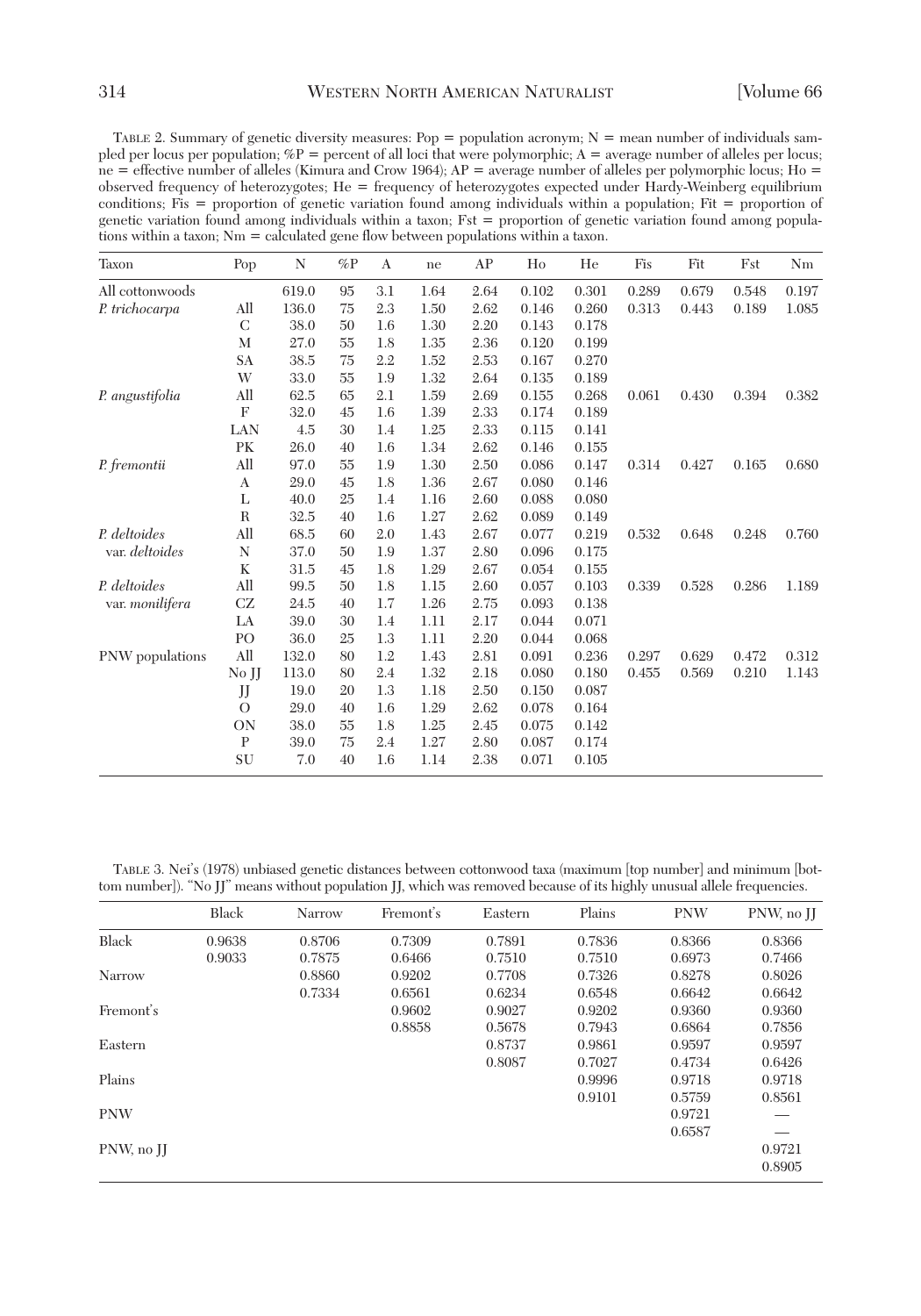TABLE 2. Summary of genetic diversity measures: Pop = population acronym; N = mean number of individuals sampled per locus per population; %P = percent of all loci that were polymorphic; A = average number of alleles per locus; ne = effective number of alleles (Kimura and Crow 1964); AP = average number of alleles per polymorphic locus; Ho = observed frequency of heterozygotes; He = frequency of heterozygotes expected under Hardy-Weinberg equilibrium conditions; Fis = proportion of genetic variation found among individuals within a population; Fit = proportion of genetic variation found among individuals within a taxon; Fst = proportion of genetic variation found among populations within a taxon; Nm = calculated gene flow between populations within a taxon.

| Taxon | Pop | N | %P | A | ne | AP | Ho | He | Fis | Fit | Fst | Nm |
|---|---|---|---|---|---|---|---|---|---|---|---|---|
| All cottonwoods | | 619.0 | 95 | 3.1 | 1.64 | 2.64 | 0.102 | 0.301 | 0.289 | 0.679 | 0.548 | 0.197 |
| *P. trichocarpa* | All | 136.0 | 75 | 2.3 | 1.50 | 2.62 | 0.146 | 0.260 | 0.313 | 0.443 | 0.189 | 1.085 |
| | C | 38.0 | 50 | 1.6 | 1.30 | 2.20 | 0.143 | 0.178 | | | | |
| | M | 27.0 | 55 | 1.8 | 1.35 | 2.36 | 0.120 | 0.199 | | | | |
| | SA | 38.5 | 75 | 2.2 | 1.52 | 2.53 | 0.167 | 0.270 | | | | |
| | W | 33.0 | 55 | 1.9 | 1.32 | 2.64 | 0.135 | 0.189 | | | | |
| *P. angustifolia* | All | 62.5 | 65 | 2.1 | 1.59 | 2.69 | 0.155 | 0.268 | 0.061 | 0.430 | 0.394 | 0.382 |
| | F | 32.0 | 45 | 1.6 | 1.39 | 2.33 | 0.174 | 0.189 | | | | |
| | LAN | 4.5 | 30 | 1.4 | 1.25 | 2.33 | 0.115 | 0.141 | | | | |
| | PK | 26.0 | 40 | 1.6 | 1.34 | 2.62 | 0.146 | 0.155 | | | | |
| *P. fremontii* | All | 97.0 | 55 | 1.9 | 1.30 | 2.50 | 0.086 | 0.147 | 0.314 | 0.427 | 0.165 | 0.680 |
| | A | 29.0 | 45 | 1.8 | 1.36 | 2.67 | 0.080 | 0.146 | | | | |
| | L | 40.0 | 25 | 1.4 | 1.16 | 2.60 | 0.088 | 0.080 | | | | |
| | R | 32.5 | 40 | 1.6 | 1.27 | 2.62 | 0.089 | 0.149 | | | | |
| *P. deltoides* var. *deltoides* | All | 68.5 | 60 | 2.0 | 1.43 | 2.67 | 0.077 | 0.219 | 0.532 | 0.648 | 0.248 | 0.760 |
| | N | 37.0 | 50 | 1.9 | 1.37 | 2.80 | 0.096 | 0.175 | | | | |
| | K | 31.5 | 45 | 1.8 | 1.29 | 2.67 | 0.054 | 0.155 | | | | |
| *P. deltoides* var. *monilifera* | All | 99.5 | 50 | 1.8 | 1.15 | 2.60 | 0.057 | 0.103 | 0.339 | 0.528 | 0.286 | 1.189 |
| | CZ | 24.5 | 40 | 1.7 | 1.26 | 2.75 | 0.093 | 0.138 | | | | |
| | LA | 39.0 | 30 | 1.4 | 1.11 | 2.17 | 0.044 | 0.071 | | | | |
| | PO | 36.0 | 25 | 1.3 | 1.11 | 2.20 | 0.044 | 0.068 | | | | |
| PNW populations | All | 132.0 | 80 | 1.2 | 1.43 | 2.81 | 0.091 | 0.236 | 0.297 | 0.629 | 0.472 | 0.312 |
| | No JJ | 113.0 | 80 | 2.4 | 1.32 | 2.18 | 0.080 | 0.180 | 0.455 | 0.569 | 0.210 | 1.143 |
| | JJ | 19.0 | 20 | 1.3 | 1.18 | 2.50 | 0.150 | 0.087 | | | | |
| | O | 29.0 | 40 | 1.6 | 1.29 | 2.62 | 0.078 | 0.164 | | | | |
| | ON | 38.0 | 55 | 1.8 | 1.25 | 2.45 | 0.075 | 0.142 | | | | |
| | P | 39.0 | 75 | 2.4 | 1.27 | 2.80 | 0.087 | 0.174 | | | | |
| | SU | 7.0 | 40 | 1.6 | 1.14 | 2.38 | 0.071 | 0.105 | | | | |

TABLE 3. Nei's (1978) unbiased genetic distances between cottonwood taxa (maximum [top number] and minimum [bottom number]). "No JJ" means without population JJ, which was removed because of its highly unusual allele frequencies.

| | Black | Narrow | Fremont's | Eastern | Plains | PNW | PNW, no JJ |
|---|---|---|---|---|---|---|---|
| Black | 0.9638 | 0.8706 | 0.7309 | 0.7891 | 0.7836 | 0.8366 | 0.8366 |
| | 0.9033 | 0.7875 | 0.6466 | 0.7510 | 0.7510 | 0.6973 | 0.7466 |
| Narrow | | 0.8860 | 0.9202 | 0.7708 | 0.7326 | 0.8278 | 0.8026 |
| | | 0.7334 | 0.6561 | 0.6234 | 0.6548 | 0.6642 | 0.6642 |
| Fremont's | | | 0.9602 | 0.9027 | 0.9202 | 0.9360 | 0.9360 |
| | | | 0.8858 | 0.5678 | 0.7943 | 0.6864 | 0.7856 |
| Eastern | | | | 0.8737 | 0.9861 | 0.9597 | 0.9597 |
| | | | | 0.8087 | 0.7027 | 0.4734 | 0.6426 |
| Plains | | | | | 0.9996 | 0.9718 | 0.9718 |
| | | | | | 0.9101 | 0.5759 | 0.8561 |
| PNW | | | | | | 0.9721 | — |
| | | | | | | 0.6587 | — |
| PNW, no JJ | | | | | | | 0.9721 |
| | | | | | | | 0.8905 |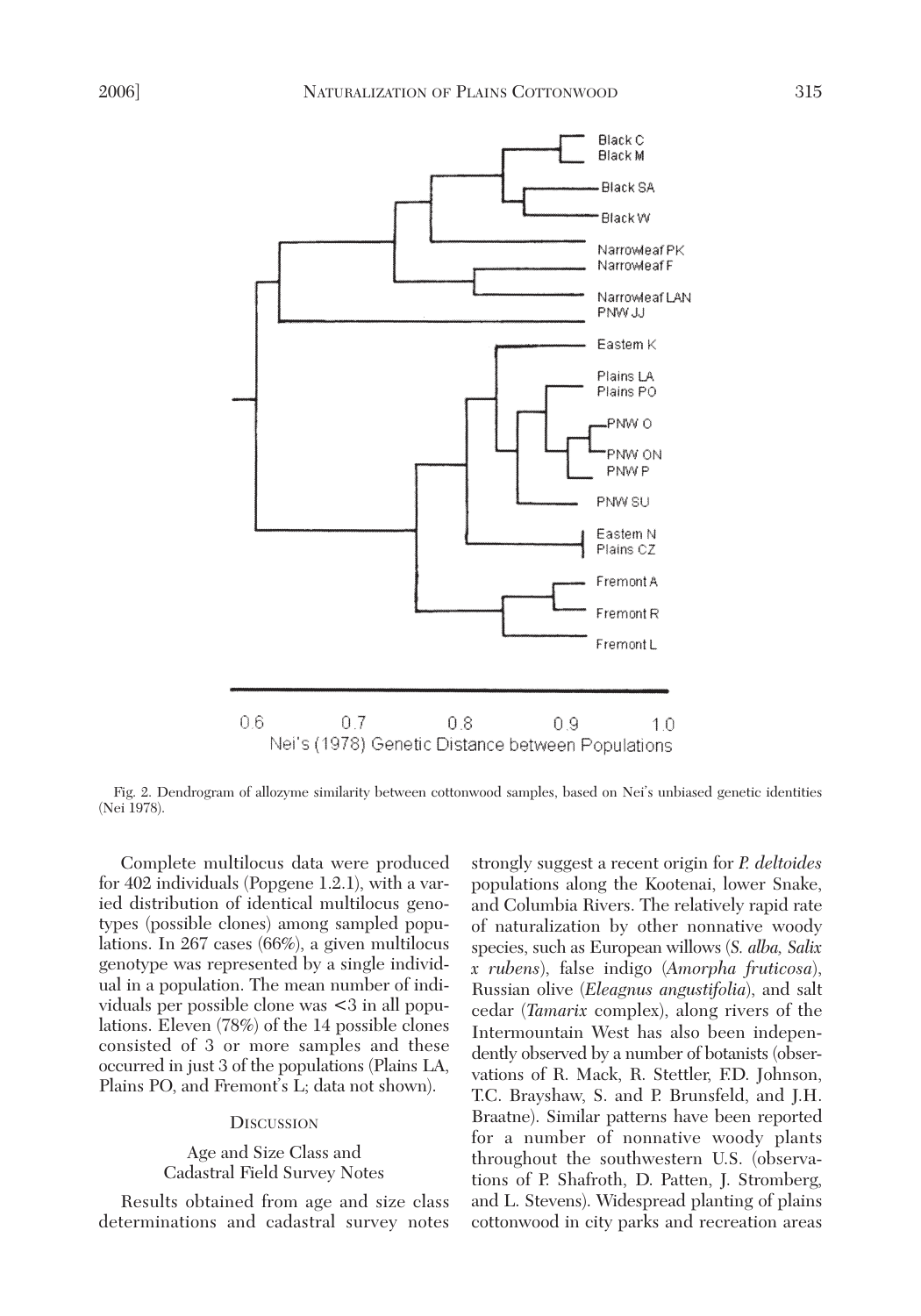Fig. 2. Dendrogram of allozyme similarity between cottonwood samples, based on Nei's unbiased genetic identities (Nei 1978).

Complete multilocus data were produced for 402 individuals (Popgene 1.2.1), with a varied distribution of identical multilocus genotypes (possible clones) among sampled populations. In 267 cases (66%), a given multilocus genotype was represented by a single individual in a population. The mean number of individuals per possible clone was <3 in all populations. Eleven (78%) of the 14 possible clones consisted of 3 or more samples and these occurred in just 3 of the populations (Plains LA, Plains PO, and Fremont's L; data not shown).

## Discussion

### Age and Size Class and Cadastral Field Survey Notes

Results obtained from age and size class determinations and cadastral survey notes strongly suggest a recent origin for *P. deltoides* populations along the Kootenai, lower Snake, and Columbia Rivers. The relatively rapid rate of naturalization by other nonnative woody species, such as European willows (*S. alba, Salix x rubens*), false indigo (*Amorpha fruticosa*), Russian olive (*Eleagnus angustifolia*), and salt cedar (*Tamarix* complex), along rivers of the Intermountain West has also been independently observed by a number of botanists (observations of R. Mack, R. Stettler, F.D. Johnson, T.C. Brayshaw, S. and P. Brunsfeld, and J.H. Braatne). Similar patterns have been reported for a number of nonnative woody plants throughout the southwestern U.S. (observations of P. Shafroth, D. Patten, J. Stromberg, and L. Stevens). Widespread planting of plains cottonwood in city parks and recreation areas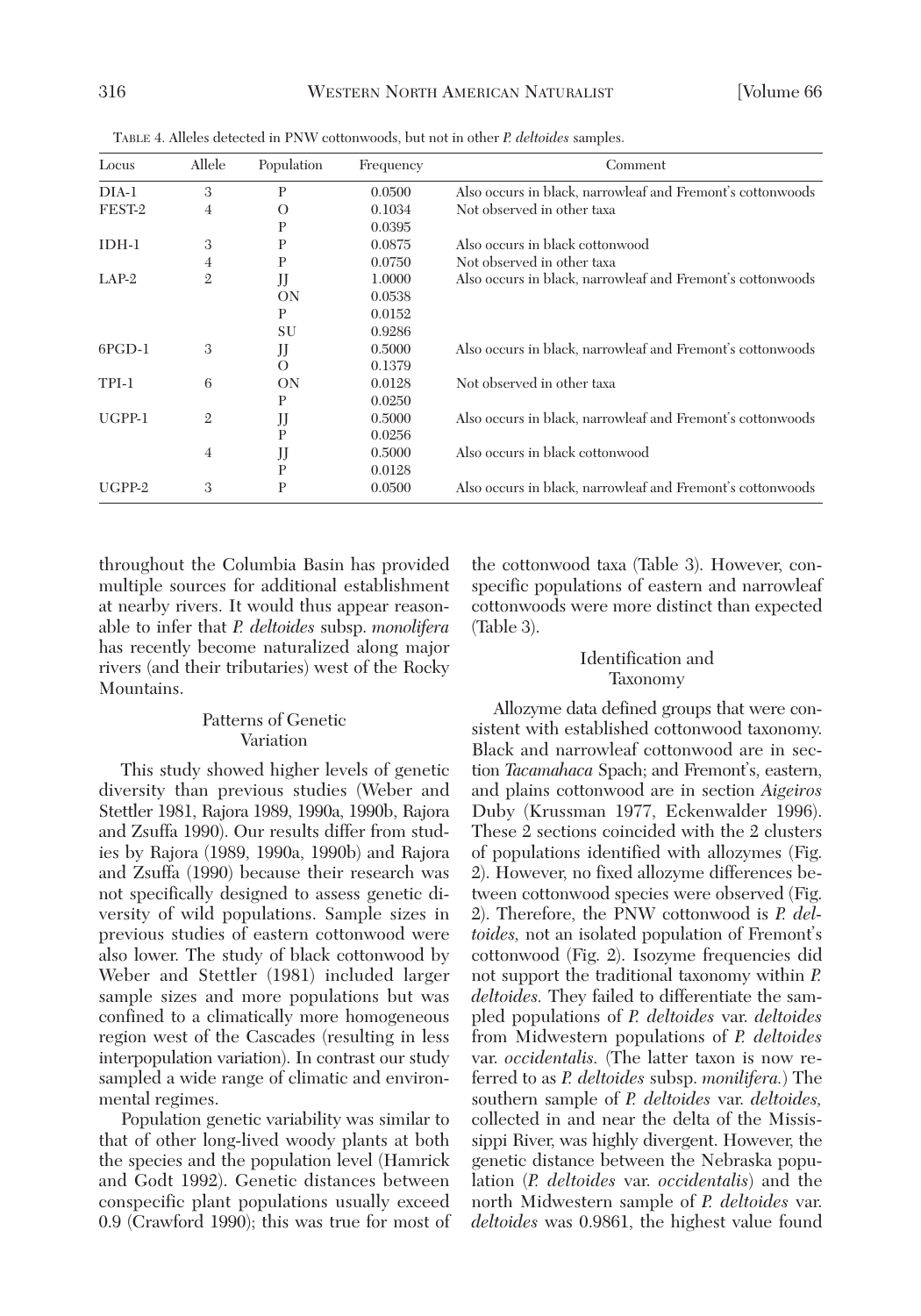TABLE 4. Alleles detected in PNW cottonwoods, but not in other *P. deltoides* samples.

| Locus | Allele | Population | Frequency | Comment |
|---|---|---|---|---|
| DIA-1 | 3 | P | 0.0500 | Also occurs in black, narrowleaf and Fremont's cottonwoods |
| FEST-2 | 4 | O | 0.1034 | Not observed in other taxa |
| | | P | 0.0395 | |
| IDH-1 | 3 | P | 0.0875 | Also occurs in black cottonwood |
| | 4 | P | 0.0750 | Not observed in other taxa |
| LAP-2 | 2 | JJ | 1.0000 | Also occurs in black, narrowleaf and Fremont's cottonwoods |
| | | ON | 0.0538 | |
| | | P | 0.0152 | |
| | | SU | 0.9286 | |
| 6PGD-1 | 3 | JJ | 0.5000 | Also occurs in black, narrowleaf and Fremont's cottonwoods |
| | | O | 0.1379 | |
| TPI-1 | 6 | ON | 0.0128 | Not observed in other taxa |
| | | P | 0.0250 | |
| UGPP-1 | 2 | JJ | 0.5000 | Also occurs in black, narrowleaf and Fremont's cottonwoods |
| | | P | 0.0256 | |
| | 4 | JJ | 0.5000 | Also occurs in black cottonwood |
| | | P | 0.0128 | |
| UGPP-2 | 3 | P | 0.0500 | Also occurs in black, narrowleaf and Fremont's cottonwoods |

throughout the Columbia Basin has provided multiple sources for additional establishment at nearby rivers. It would thus appear reasonable to infer that *P. deltoides* subsp. *monolifera* has recently become naturalized along major rivers (and their tributaries) west of the Rocky Mountains.

## Patterns of Genetic Variation

This study showed higher levels of genetic diversity than previous studies (Weber and Stettler 1981, Rajora 1989, 1990a, 1990b, Rajora and Zsuffa 1990). Our results differ from studies by Rajora (1989, 1990a, 1990b) and Rajora and Zsuffa (1990) because their research was not specifically designed to assess genetic diversity of wild populations. Sample sizes in previous studies of eastern cottonwood were also lower. The study of black cottonwood by Weber and Stettler (1981) included larger sample sizes and more populations but was confined to a climatically more homogeneous region west of the Cascades (resulting in less interpopulation variation). In contrast our study sampled a wide range of climatic and environmental regimes.

Population genetic variability was similar to that of other long-lived woody plants at both the species and the population level (Hamrick and Godt 1992). Genetic distances between conspecific plant populations usually exceed 0.9 (Crawford 1990); this was true for most of the cottonwood taxa (Table 3). However, conspecific populations of eastern and narrowleaf cottonwoods were more distinct than expected (Table 3).

## Identification and Taxonomy

Allozyme data defined groups that were consistent with established cottonwood taxonomy. Black and narrowleaf cottonwood are in section *Tacamahaca* Spach; and Fremont's, eastern, and plains cottonwood are in section *Aigeiros* Duby (Krussman 1977, Eckenwalder 1996). These 2 sections coincided with the 2 clusters of populations identified with allozymes (Fig. 2). However, no fixed allozyme differences between cottonwood species were observed (Fig. 2). Therefore, the PNW cottonwood is *P. deltoides,* not an isolated population of Fremont's cottonwood (Fig. 2). Isozyme frequencies did not support the traditional taxonomy within *P. deltoides.* They failed to differentiate the sampled populations of *P. deltoides* var. *deltoides* from Midwestern populations of *P. deltoides* var. *occidentalis.* (The latter taxon is now referred to as *P. deltoides* subsp. *monilifera.*) The southern sample of *P. deltoides* var. *deltoides,* collected in and near the delta of the Mississippi River, was highly divergent. However, the genetic distance between the Nebraska population (*P. deltoides* var. *occidentalis*) and the north Midwestern sample of *P. deltoides* var. *deltoides* was 0.9861, the highest value found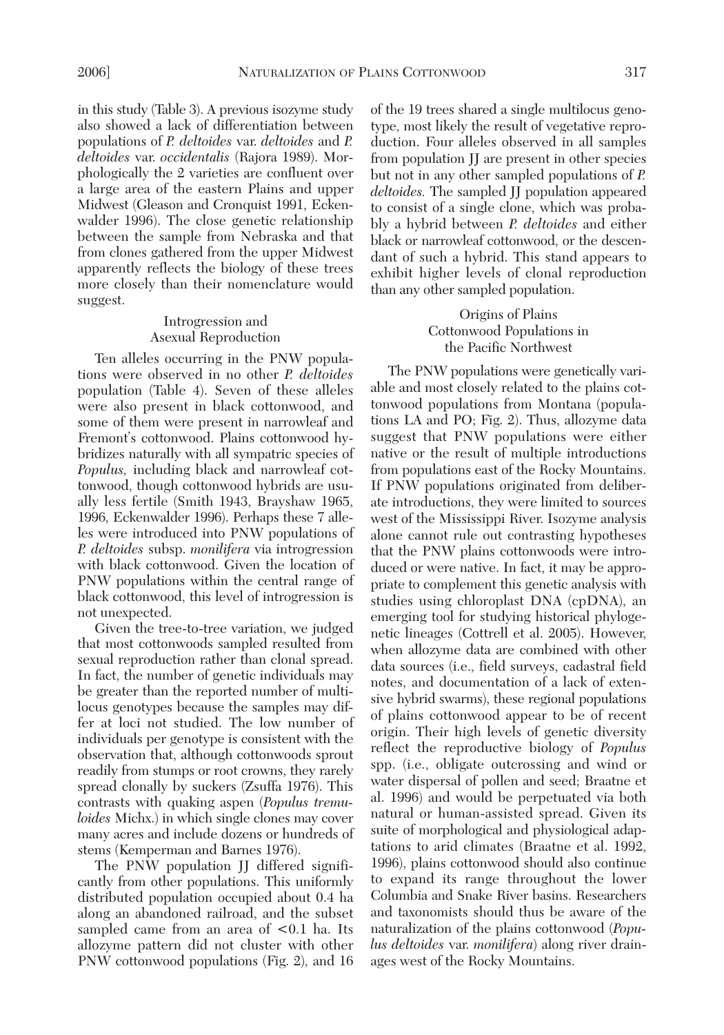in this study (Table 3). A previous isozyme study also showed a lack of differentiation between populations of *P. deltoides* var. *deltoides* and *P. deltoides* var. *occidentalis* (Rajora 1989). Morphologically the 2 varieties are confluent over a large area of the eastern Plains and upper Midwest (Gleason and Cronquist 1991, Eckenwalder 1996). The close genetic relationship between the sample from Nebraska and that from clones gathered from the upper Midwest apparently reflects the biology of these trees more closely than their nomenclature would suggest.

### Introgression and Asexual Reproduction

Ten alleles occurring in the PNW populations were observed in no other *P. deltoides* population (Table 4). Seven of these alleles were also present in black cottonwood, and some of them were present in narrowleaf and Fremont's cottonwood. Plains cottonwood hybridizes naturally with all sympatric species of *Populus,* including black and narrowleaf cottonwood, though cottonwood hybrids are usually less fertile (Smith 1943, Brayshaw 1965, 1996, Eckenwalder 1996). Perhaps these 7 alleles were introduced into PNW populations of *P. deltoides* subsp. *monilifera* via introgression with black cottonwood. Given the location of PNW populations within the central range of black cottonwood, this level of introgression is not unexpected.

Given the tree-to-tree variation, we judged that most cottonwoods sampled resulted from sexual reproduction rather than clonal spread. In fact, the number of genetic individuals may be greater than the reported number of multilocus genotypes because the samples may differ at loci not studied. The low number of individuals per genotype is consistent with the observation that, although cottonwoods sprout readily from stumps or root crowns, they rarely spread clonally by suckers (Zsuffa 1976). This contrasts with quaking aspen (*Populus tremuloides* Michx.) in which single clones may cover many acres and include dozens or hundreds of stems (Kemperman and Barnes 1976).

The PNW population JJ differed significantly from other populations. This uniformly distributed population occupied about 0.4 ha along an abandoned railroad, and the subset sampled came from an area of <0.1 ha. Its allozyme pattern did not cluster with other PNW cottonwood populations (Fig. 2), and 16 of the 19 trees shared a single multilocus genotype, most likely the result of vegetative reproduction. Four alleles observed in all samples from population JJ are present in other species but not in any other sampled populations of *P. deltoides.* The sampled JJ population appeared to consist of a single clone, which was probably a hybrid between *P. deltoides* and either black or narrowleaf cottonwood, or the descendant of such a hybrid. This stand appears to exhibit higher levels of clonal reproduction than any other sampled population.

### Origins of Plains Cottonwood Populations in the Pacific Northwest

The PNW populations were genetically variable and most closely related to the plains cottonwood populations from Montana (populations LA and PO; Fig. 2). Thus, allozyme data suggest that PNW populations were either native or the result of multiple introductions from populations east of the Rocky Mountains. If PNW populations originated from deliberate introductions, they were limited to sources west of the Mississippi River. Isozyme analysis alone cannot rule out contrasting hypotheses that the PNW plains cottonwoods were introduced or were native. In fact, it may be appropriate to complement this genetic analysis with studies using chloroplast DNA (cpDNA), an emerging tool for studying historical phylogenetic lineages (Cottrell et al. 2005). However, when allozyme data are combined with other data sources (i.e., field surveys, cadastral field notes, and documentation of a lack of extensive hybrid swarms), these regional populations of plains cottonwood appear to be of recent origin. Their high levels of genetic diversity reflect the reproductive biology of *Populus* spp. (i.e., obligate outcrossing and wind or water dispersal of pollen and seed; Braatne et al. 1996) and would be perpetuated via both natural or human-assisted spread. Given its suite of morphological and physiological adaptations to arid climates (Braatne et al. 1992, 1996), plains cottonwood should also continue to expand its range throughout the lower Columbia and Snake River basins. Researchers and taxonomists should thus be aware of the naturalization of the plains cottonwood (*Populus deltoides* var. *monilifera*) along river drainages west of the Rocky Mountains.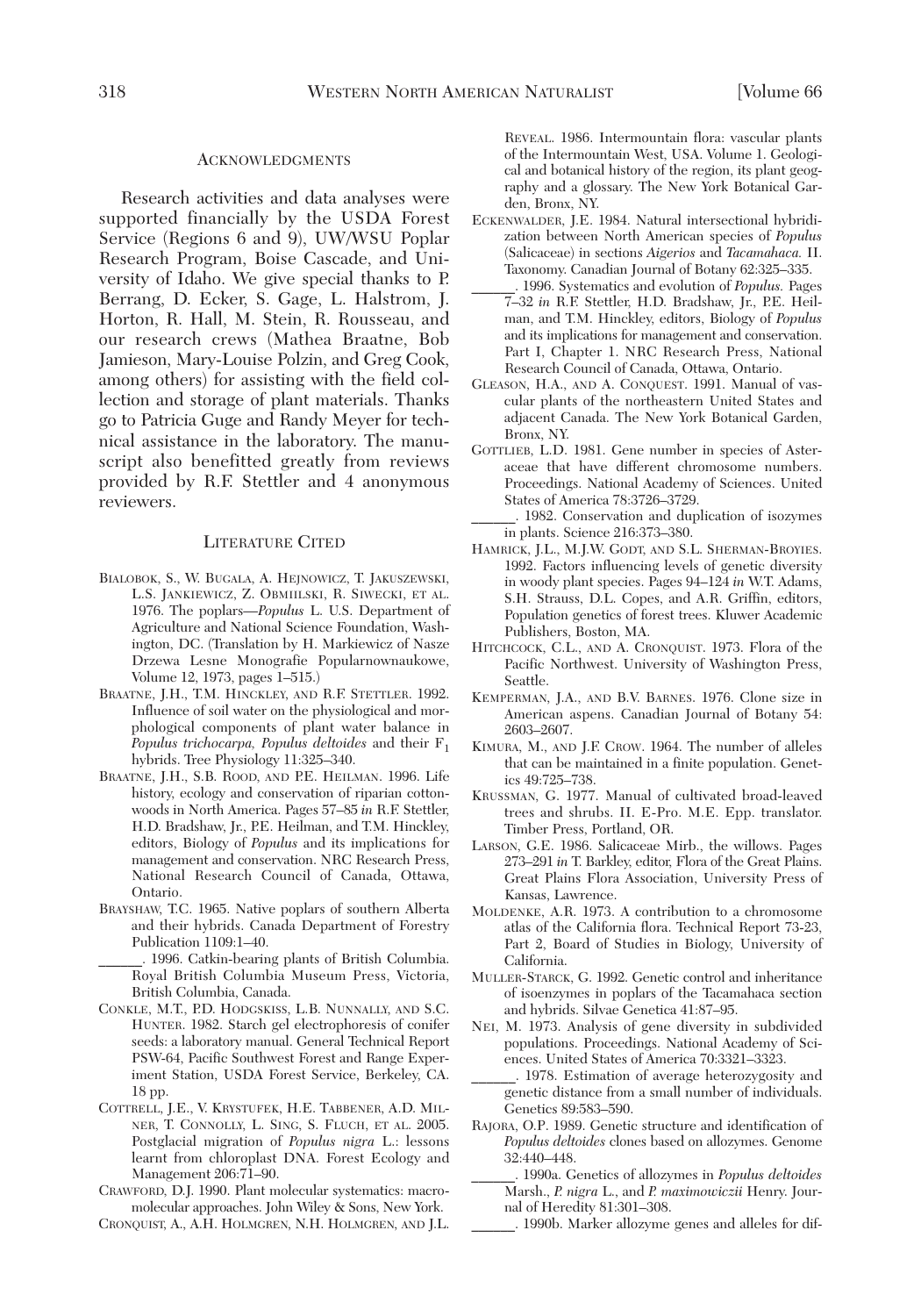## Acknowledgments

Research activities and data analyses were supported financially by the USDA Forest Service (Regions 6 and 9), UW/WSU Poplar Research Program, Boise Cascade, and University of Idaho. We give special thanks to P. Berrang, D. Ecker, S. Gage, L. Halstrom, J. Horton, R. Hall, M. Stein, R. Rousseau, and our research crews (Mathea Braatne, Bob Jamieson, Mary-Louise Polzin, and Greg Cook, among others) for assisting with the field collection and storage of plant materials. Thanks go to Patricia Guge and Randy Meyer for technical assistance in the laboratory. The manuscript also benefitted greatly from reviews provided by R.F. Stettler and 4 anonymous reviewers.

## Literature Cited

Bialobok, S., W. Bugala, A. Hejnowicz, T. Jakuszewski, L.S. Jankiewicz, Z. Obmiilski, R. Siwecki, et al. 1976. The poplars—*Populus* L. U.S. Department of Agriculture and National Science Foundation, Washington, DC. (Translation by H. Markiewicz of Nasze Drzewa Lesne Monografie Popularnownaukowe, Volume 12, 1973, pages 1–515.)

Braatne, J.H., T.M. Hinckley, and R.F. Stettler. 1992. Influence of soil water on the physiological and morphological components of plant water balance in *Populus trichocarpa, Populus deltoides* and their $F_1$ hybrids. Tree Physiology 11:325–340.

Braatne, J.H., S.B. Rood, and P.E. Heilman. 1996. Life history, ecology and conservation of riparian cottonwoods in North America. Pages 57–85 *in* R.F. Stettler, H.D. Bradshaw, Jr., P.E. Heilman, and T.M. Hinckley, editors, Biology of *Populus* and its implications for management and conservation. NRC Research Press, National Research Council of Canada, Ottawa, Ontario.

Brayshaw, T.C. 1965. Native poplars of southern Alberta and their hybrids. Canada Department of Forestry Publication 1109:1–40.

______. 1996. Catkin-bearing plants of British Columbia. Royal British Columbia Museum Press, Victoria, British Columbia, Canada.

Conkle, M.T., P.D. Hodgskiss, L.B. Nunnally, and S.C. Hunter. 1982. Starch gel electrophoresis of conifer seeds: a laboratory manual. General Technical Report PSW-64, Pacific Southwest Forest and Range Experiment Station, USDA Forest Service, Berkeley, CA. 18 pp.

Cottrell, J.E., V. Krystufek, H.E. Tabbener, A.D. Milner, T. Connolly, L. Sing, S. Fluch, et al. 2005. Postglacial migration of *Populus nigra* L.: lessons learnt from chloroplast DNA. Forest Ecology and Management 206:71–90.

Crawford, D.J. 1990. Plant molecular systematics: macromolecular approaches. John Wiley & Sons, New York.

Cronquist, A., A.H. Holmgren, N.H. Holmgren, and J.L. Reveal. 1986. Intermountain flora: vascular plants of the Intermountain West, USA. Volume 1. Geological and botanical history of the region, its plant geography and a glossary. The New York Botanical Garden, Bronx, NY.

Eckenwalder, J.E. 1984. Natural intersectional hybridization between North American species of *Populus* (Salicaceae) in sections *Aigerios* and *Tacamahaca.* II. Taxonomy. Canadian Journal of Botany 62:325–335.

______. 1996. Systematics and evolution of *Populus.* Pages 7–32 *in* R.F. Stettler, H.D. Bradshaw, Jr., P.E. Heilman, and T.M. Hinckley, editors, Biology of *Populus* and its implications for management and conservation. Part I, Chapter 1. NRC Research Press, National Research Council of Canada, Ottawa, Ontario.

Gleason, H.A., and A. Conquest. 1991. Manual of vascular plants of the northeastern United States and adjacent Canada. The New York Botanical Garden, Bronx, NY.

Gottlieb, L.D. 1981. Gene number in species of Asteraceae that have different chromosome numbers. Proceedings. National Academy of Sciences. United States of America 78:3726–3729.

______. 1982. Conservation and duplication of isozymes in plants. Science 216:373–380.

Hamrick, J.L., M.J.W. Godt, and S.L. Sherman-Broyies. 1992. Factors influencing levels of genetic diversity in woody plant species. Pages 94–124 *in* W.T. Adams, S.H. Strauss, D.L. Copes, and A.R. Griffin, editors, Population genetics of forest trees. Kluwer Academic Publishers, Boston, MA.

Hitchcock, C.L., and A. Cronquist. 1973. Flora of the Pacific Northwest. University of Washington Press, Seattle.

Kemperman, J.A., and B.V. Barnes. 1976. Clone size in American aspens. Canadian Journal of Botany 54: 2603–2607.

Kimura, M., and J.F. Crow. 1964. The number of alleles that can be maintained in a finite population. Genetics 49:725–738.

Krussman, G. 1977. Manual of cultivated broad-leaved trees and shrubs. II. E-Pro. M.E. Epp. translator. Timber Press, Portland, OR.

Larson, G.E. 1986. Salicaceae Mirb., the willows. Pages 273–291 *in* T. Barkley, editor, Flora of the Great Plains. Great Plains Flora Association, University Press of Kansas, Lawrence.

Moldenke, A.R. 1973. A contribution to a chromosome atlas of the California flora. Technical Report 73-23, Part 2, Board of Studies in Biology, University of California.

Muller-Starck, G. 1992. Genetic control and inheritance of isoenzymes in poplars of the Tacamahaca section and hybrids. Silvae Genetica 41:87–95.

Nei, M. 1973. Analysis of gene diversity in subdivided populations. Proceedings. National Academy of Sciences. United States of America 70:3321–3323.

______. 1978. Estimation of average heterozygosity and genetic distance from a small number of individuals. Genetics 89:583–590.

Rajora, O.P. 1989. Genetic structure and identification of *Populus deltoides* clones based on allozymes. Genome 32:440–448.

______. 1990a. Genetics of allozymes in *Populus deltoides* Marsh., *P. nigra* L., and *P. maximowiczii* Henry. Journal of Heredity 81:301–308.

______. 1990b. Marker allozyme genes and alleles for dif-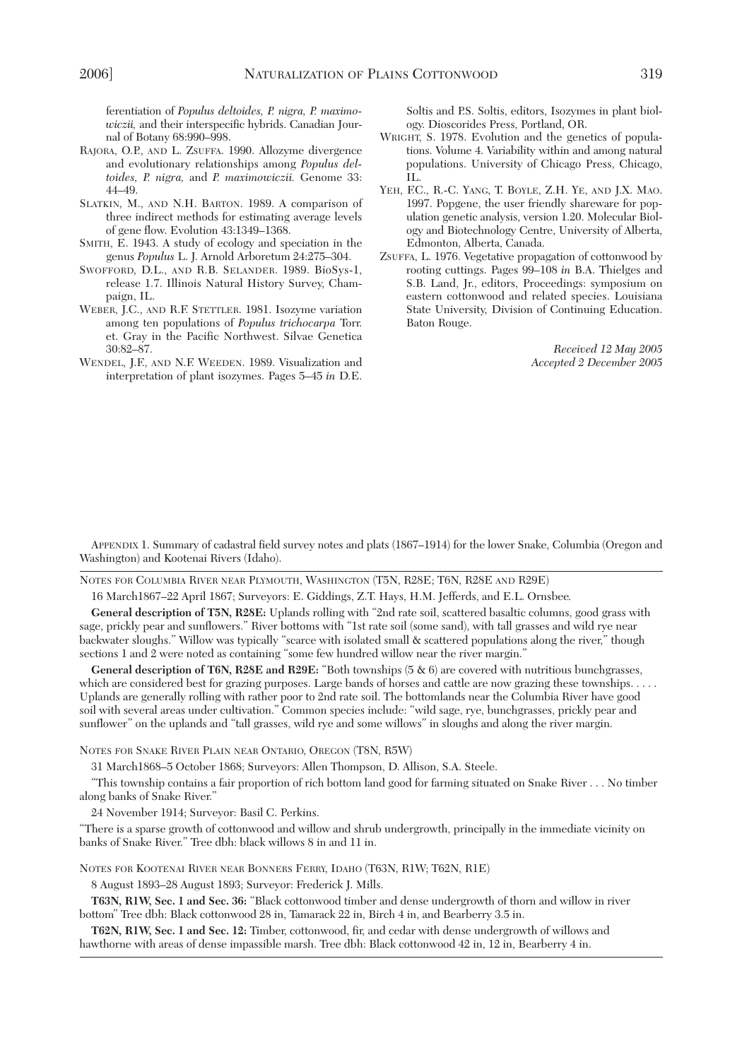ferentiation of *Populus deltoides, P. nigra, P. maximowiczii,* and their interspecific hybrids. Canadian Journal of Botany 68:990–998.

RAJORA, O.P., AND L. ZSUFFA. 1990. Allozyme divergence and evolutionary relationships among *Populus deltoides, P. nigra,* and *P. maximowiczii.* Genome 33: 44–49.

SLATKIN, M., AND N.H. BARTON. 1989. A comparison of three indirect methods for estimating average levels of gene flow. Evolution 43:1349–1368.

SMITH, E. 1943. A study of ecology and speciation in the genus *Populus* L. J. Arnold Arboretum 24:275–304.

SWOFFORD, D.L., AND R.B. SELANDER. 1989. BioSys-1, release 1.7. Illinois Natural History Survey, Champaign, IL.

WEBER, J.C., AND R.F. STETTLER. 1981. Isozyme variation among ten populations of *Populus trichocarpa* Torr. et. Gray in the Pacific Northwest. Silvae Genetica 30:82–87.

WENDEL, J.F., AND N.F. WEEDEN. 1989. Visualization and interpretation of plant isozymes. Pages 5–45 *in* D.E. Soltis and P.S. Soltis, editors, Isozymes in plant biology. Dioscorides Press, Portland, OR.

WRIGHT, S. 1978. Evolution and the genetics of populations. Volume 4. Variability within and among natural populations. University of Chicago Press, Chicago, IL.

YEH, F.C., R.-C. YANG, T. BOYLE, Z.H. YE, AND J.X. MAO. 1997. Popgene, the user friendly shareware for population genetic analysis, version 1.20. Molecular Biology and Biotechnology Centre, University of Alberta, Edmonton, Alberta, Canada.

ZSUFFA, L. 1976. Vegetative propagation of cottonwood by rooting cuttings. Pages 99–108 *in* B.A. Thielges and S.B. Land, Jr., editors, Proceedings: symposium on eastern cottonwood and related species. Louisiana State University, Division of Continuing Education. Baton Rouge.

*Received 12 May 2005*
*Accepted 2 December 2005*

APPENDIX 1. Summary of cadastral field survey notes and plats (1867–1914) for the lower Snake, Columbia (Oregon and Washington) and Kootenai Rivers (Idaho).

NOTES FOR COLUMBIA RIVER NEAR PLYMOUTH, WASHINGTON (T5N, R28E; T6N, R28E AND R29E)

16 March1867–22 April 1867; Surveyors: E. Giddings, Z.T. Hays, H.M. Jefferds, and E.L. Ornsbee.

**General description of T5N, R28E:** Uplands rolling with "2nd rate soil, scattered basaltic columns, good grass with sage, prickly pear and sunflowers." River bottoms with "1st rate soil (some sand), with tall grasses and wild rye near backwater sloughs." Willow was typically "scarce with isolated small & scattered populations along the river," though sections 1 and 2 were noted as containing "some few hundred willow near the river margin."

**General description of T6N, R28E and R29E:** "Both townships (5 & 6) are covered with nutritious bunchgrasses, which are considered best for grazing purposes. Large bands of horses and cattle are now grazing these townships. . . . . Uplands are generally rolling with rather poor to 2nd rate soil. The bottomlands near the Columbia River have good soil with several areas under cultivation." Common species include: "wild sage, rye, bunchgrasses, prickly pear and sunflower" on the uplands and "tall grasses, wild rye and some willows" in sloughs and along the river margin.

NOTES FOR SNAKE RIVER PLAIN NEAR ONTARIO, OREGON (T8N, R5W)

31 March1868–5 October 1868; Surveyors: Allen Thompson, D. Allison, S.A. Steele.

"This township contains a fair proportion of rich bottom land good for farming situated on Snake River . . . No timber along banks of Snake River."

24 November 1914; Surveyor: Basil C. Perkins.

"There is a sparse growth of cottonwood and willow and shrub undergrowth, principally in the immediate vicinity on banks of Snake River." Tree dbh: black willows 8 in and 11 in.

NOTES FOR KOOTENAI RIVER NEAR BONNERS FERRY, IDAHO (T63N, R1W; T62N, R1E)

8 August 1893–28 August 1893; Surveyor: Frederick J. Mills.

**T63N, R1W, Sec. 1 and Sec. 36:** "Black cottonwood timber and dense undergrowth of thorn and willow in river bottom" Tree dbh: Black cottonwood 28 in, Tamarack 22 in, Birch 4 in, and Bearberry 3.5 in.

**T62N, R1W, Sec. 1 and Sec. 12:** Timber, cottonwood, fir, and cedar with dense undergrowth of willows and hawthorne with areas of dense impassible marsh. Tree dbh: Black cottonwood 42 in, 12 in, Bearberry 4 in.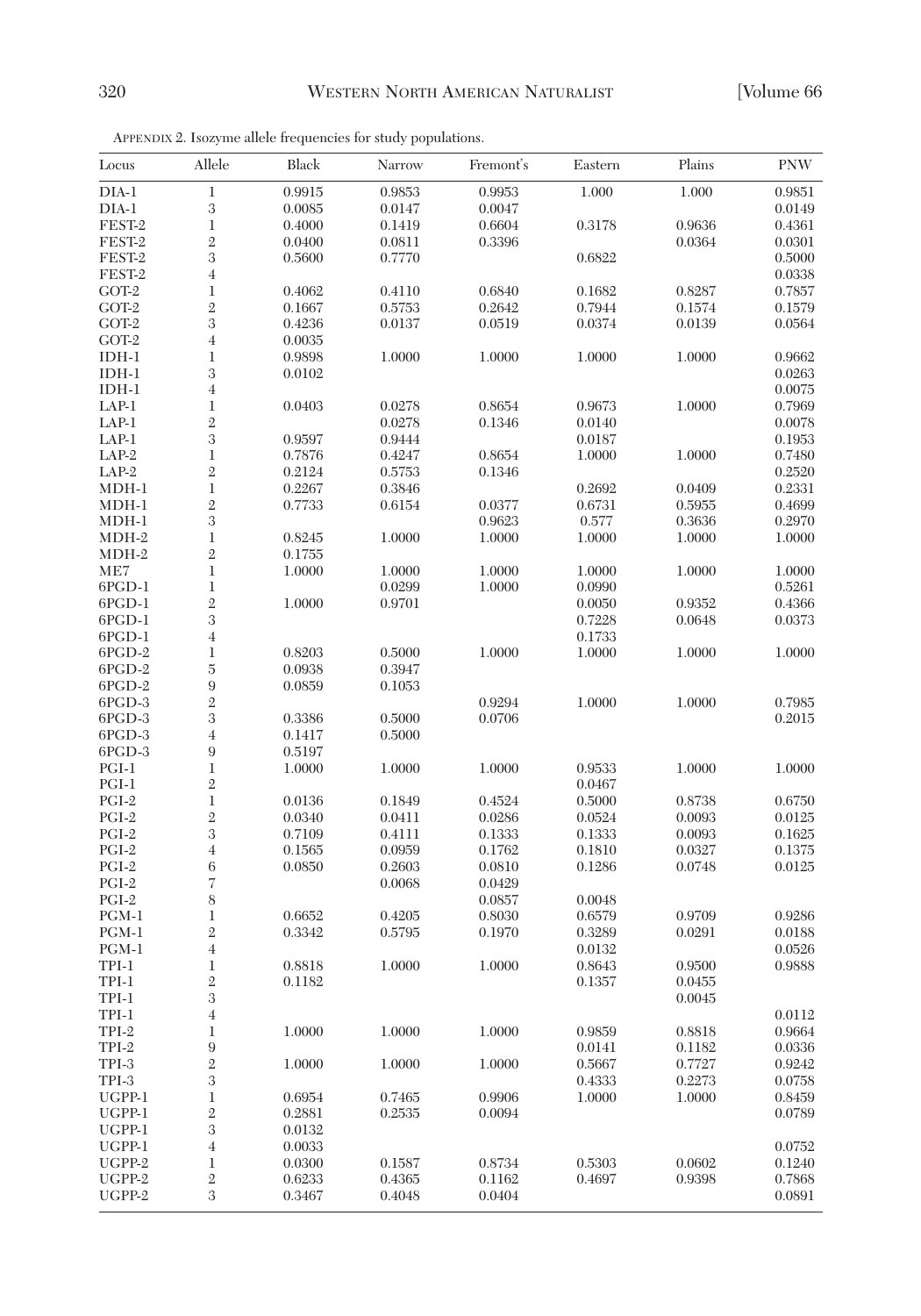Appendix 2. Isozyme allele frequencies for study populations.

| Locus | Allele | Black | Narrow | Fremont's | Eastern | Plains | PNW |
|---|---|---|---|---|---|---|---|
| DIA-1 | 1 | 0.9915 | 0.9853 | 0.9953 | 1.000 | 1.000 | 0.9851 |
| DIA-1 | 3 | 0.0085 | 0.0147 | 0.0047 | | | 0.0149 |
| FEST-2 | 1 | 0.4000 | 0.1419 | 0.6604 | 0.3178 | 0.9636 | 0.4361 |
| FEST-2 | 2 | 0.0400 | 0.0811 | 0.3396 | | 0.0364 | 0.0301 |
| FEST-2 | 3 | 0.5600 | 0.7770 | | 0.6822 | | 0.5000 |
| FEST-2 | 4 | | | | | | 0.0338 |
| GOT-2 | 1 | 0.4062 | 0.4110 | 0.6840 | 0.1682 | 0.8287 | 0.7857 |
| GOT-2 | 2 | 0.1667 | 0.5753 | 0.2642 | 0.7944 | 0.1574 | 0.1579 |
| GOT-2 | 3 | 0.4236 | 0.0137 | 0.0519 | 0.0374 | 0.0139 | 0.0564 |
| GOT-2 | 4 | 0.0035 | | | | | |
| IDH-1 | 1 | 0.9898 | 1.0000 | 1.0000 | 1.0000 | 1.0000 | 0.9662 |
| IDH-1 | 3 | 0.0102 | | | | | 0.0263 |
| IDH-1 | 4 | | | | | | 0.0075 |
| LAP-1 | 1 | 0.0403 | 0.0278 | 0.8654 | 0.9673 | 1.0000 | 0.7969 |
| LAP-1 | 2 | | 0.0278 | 0.1346 | 0.0140 | | 0.0078 |
| LAP-1 | 3 | 0.9597 | 0.9444 | | 0.0187 | | 0.1953 |
| LAP-2 | 1 | 0.7876 | 0.4247 | 0.8654 | 1.0000 | 1.0000 | 0.7480 |
| LAP-2 | 2 | 0.2124 | 0.5753 | 0.1346 | | | 0.2520 |
| MDH-1 | 1 | 0.2267 | 0.3846 | | 0.2692 | 0.0409 | 0.2331 |
| MDH-1 | 2 | 0.7733 | 0.6154 | 0.0377 | 0.6731 | 0.5955 | 0.4699 |
| MDH-1 | 3 | | | 0.9623 | 0.577 | 0.3636 | 0.2970 |
| MDH-2 | 1 | 0.8245 | 1.0000 | 1.0000 | 1.0000 | 1.0000 | 1.0000 |
| MDH-2 | 2 | 0.1755 | | | | | |
| ME7 | 1 | 1.0000 | 1.0000 | 1.0000 | 1.0000 | 1.0000 | 1.0000 |
| 6PGD-1 | 1 | | 0.0299 | 1.0000 | 0.0990 | | 0.5261 |
| 6PGD-1 | 2 | 1.0000 | 0.9701 | | 0.0050 | 0.9352 | 0.4366 |
| 6PGD-1 | 3 | | | | 0.7228 | 0.0648 | 0.0373 |
| 6PGD-1 | 4 | | | | 0.1733 | | |
| 6PGD-2 | 1 | 0.8203 | 0.5000 | 1.0000 | 1.0000 | 1.0000 | 1.0000 |
| 6PGD-2 | 5 | 0.0938 | 0.3947 | | | | |
| 6PGD-2 | 9 | 0.0859 | 0.1053 | | | | |
| 6PGD-3 | 2 | | | 0.9294 | 1.0000 | 1.0000 | 0.7985 |
| 6PGD-3 | 3 | 0.3386 | 0.5000 | 0.0706 | | | 0.2015 |
| 6PGD-3 | 4 | 0.1417 | 0.5000 | | | | |
| 6PGD-3 | 9 | 0.5197 | | | | | |
| PGI-1 | 1 | 1.0000 | 1.0000 | 1.0000 | 0.9533 | 1.0000 | 1.0000 |
| PGI-1 | 2 | | | | 0.0467 | | |
| PGI-2 | 1 | 0.0136 | 0.1849 | 0.4524 | 0.5000 | 0.8738 | 0.6750 |
| PGI-2 | 2 | 0.0340 | 0.0411 | 0.0286 | 0.0524 | 0.0093 | 0.0125 |
| PGI-2 | 3 | 0.7109 | 0.4111 | 0.1333 | 0.1333 | 0.0093 | 0.1625 |
| PGI-2 | 4 | 0.1565 | 0.0959 | 0.1762 | 0.1810 | 0.0327 | 0.1375 |
| PGI-2 | 6 | 0.0850 | 0.2603 | 0.0810 | 0.1286 | 0.0748 | 0.0125 |
| PGI-2 | 7 | | 0.0068 | 0.0429 | | | |
| PGI-2 | 8 | | | 0.0857 | 0.0048 | | |
| PGM-1 | 1 | 0.6652 | 0.4205 | 0.8030 | 0.6579 | 0.9709 | 0.9286 |
| PGM-1 | 2 | 0.3342 | 0.5795 | 0.1970 | 0.3289 | 0.0291 | 0.0188 |
| PGM-1 | 4 | | | | 0.0132 | | 0.0526 |
| TPI-1 | 1 | 0.8818 | 1.0000 | 1.0000 | 0.8643 | 0.9500 | 0.9888 |
| TPI-1 | 2 | 0.1182 | | | 0.1357 | 0.0455 | |
| TPI-1 | 3 | | | | | 0.0045 | |
| TPI-1 | 4 | | | | | | 0.0112 |
| TPI-2 | 1 | 1.0000 | 1.0000 | 1.0000 | 0.9859 | 0.8818 | 0.9664 |
| TPI-2 | 9 | | | | 0.0141 | 0.1182 | 0.0336 |
| TPI-3 | 2 | 1.0000 | 1.0000 | 1.0000 | 0.5667 | 0.7727 | 0.9242 |
| TPI-3 | 3 | | | | 0.4333 | 0.2273 | 0.0758 |
| UGPP-1 | 1 | 0.6954 | 0.7465 | 0.9906 | 1.0000 | 1.0000 | 0.8459 |
| UGPP-1 | 2 | 0.2881 | 0.2535 | 0.0094 | | | 0.0789 |
| UGPP-1 | 3 | 0.0132 | | | | | |
| UGPP-1 | 4 | 0.0033 | | | | | 0.0752 |
| UGPP-2 | 1 | 0.0300 | 0.1587 | 0.8734 | 0.5303 | 0.0602 | 0.1240 |
| UGPP-2 | 2 | 0.6233 | 0.4365 | 0.1162 | 0.4697 | 0.9398 | 0.7868 |
| UGPP-2 | 3 | 0.3467 | 0.4048 | 0.0404 | | | 0.0891 |